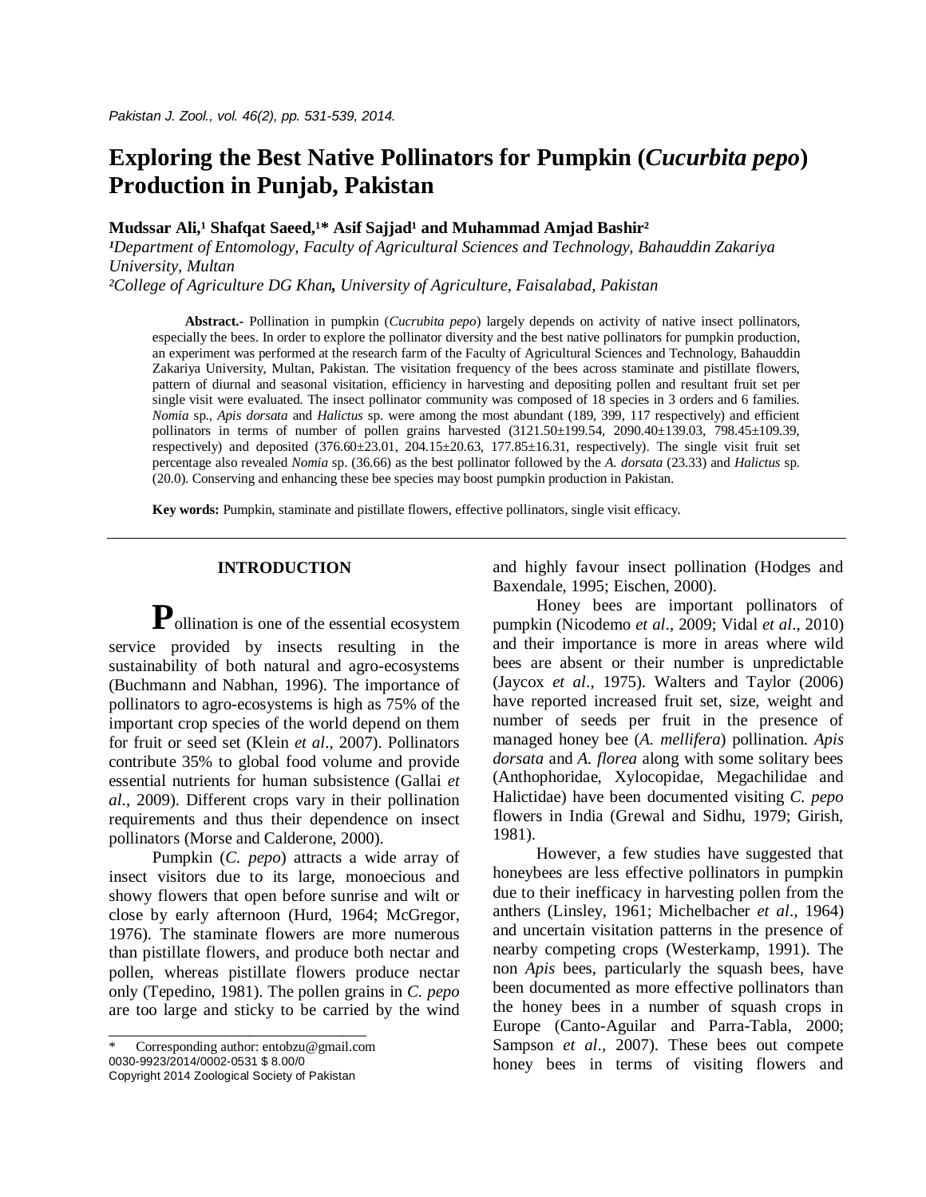# Exploring the Best Native Pollinators for Pumpkin (*Cucurbita pepo*) Production in Punjab, Pakistan

**Mudssar Ali,[1] Shafqat Saeed,[1]* Asif Sajjad[1] and Muhammad Amjad Bashir[2]**

*[1]Department of Entomology, Faculty of Agricultural Sciences and Technology, Bahauddin Zakariya University, Multan*
*[2]College of Agriculture DG Khan, University of Agriculture, Faisalabad, Pakistan*

**Abstract.-** Pollination in pumpkin (*Cucurbita pepo*) largely depends on activity of native insect pollinators, especially the bees. In order to explore the pollinator diversity and the best native pollinators for pumpkin production, an experiment was performed at the research farm of the Faculty of Agricultural Sciences and Technology, Bahauddin Zakariya University, Multan, Pakistan. The visitation frequency of the bees across staminate and pistillate flowers, pattern of diurnal and seasonal visitation, efficiency in harvesting and depositing pollen and resultant fruit set per single visit were evaluated. The insect pollinator community was composed of 18 species in 3 orders and 6 families. *Nomia* sp., *Apis dorsata* and *Halictus* sp. were among the most abundant (189, 399, 117 respectively) and efficient pollinators in terms of number of pollen grains harvested (3121.50±199.54, 2090.40±139.03, 798.45±109.39, respectively) and deposited (376.60±23.01, 204.15±20.63, 177.85±16.31, respectively). The single visit fruit set percentage also revealed *Nomia* sp. (36.66) as the best pollinator followed by the *A. dorsata* (23.33) and *Halictus* sp. (20.0). Conserving and enhancing these bee species may boost pumpkin production in Pakistan.

**Key words:** Pumpkin, staminate and pistillate flowers, effective pollinators, single visit efficacy.

## INTRODUCTION

**P**ollination is one of the essential ecosystem service provided by insects resulting in the sustainability of both natural and agro-ecosystems (Buchmann and Nabhan, 1996). The importance of pollinators to agro-ecosystems is high as 75% of the important crop species of the world depend on them for fruit or seed set (Klein *et al*., 2007). Pollinators contribute 35% to global food volume and provide essential nutrients for human subsistence (Gallai *et al*., 2009). Different crops vary in their pollination requirements and thus their dependence on insect pollinators (Morse and Calderone, 2000).

Pumpkin (*C. pepo*) attracts a wide array of insect visitors due to its large, monoecious and showy flowers that open before sunrise and wilt or close by early afternoon (Hurd, 1964; McGregor, 1976). The staminate flowers are more numerous than pistillate flowers, and produce both nectar and pollen, whereas pistillate flowers produce nectar only (Tepedino, 1981). The pollen grains in *C. pepo* are too large and sticky to be carried by the wind and highly favour insect pollination (Hodges and Baxendale, 1995; Eischen, 2000).

Honey bees are important pollinators of pumpkin (Nicodemo *et al*., 2009; Vidal *et al*., 2010) and their importance is more in areas where wild bees are absent or their number is unpredictable (Jaycox *et al*., 1975). Walters and Taylor (2006) have reported increased fruit set, size, weight and number of seeds per fruit in the presence of managed honey bee (*A. mellifera*) pollination. *Apis dorsata* and *A. florea* along with some solitary bees (Anthophoridae, Xylocopidae, Megachilidae and Halictidae) have been documented visiting *C. pepo* flowers in India (Grewal and Sidhu, 1979; Girish, 1981).

However, a few studies have suggested that honeybees are less effective pollinators in pumpkin due to their inefficacy in harvesting pollen from the anthers (Linsley, 1961; Michelbacher *et al*., 1964) and uncertain visitation patterns in the presence of nearby competing crops (Westerkamp, 1991). The non *Apis* bees, particularly the squash bees, have been documented as more effective pollinators than the honey bees in a number of squash crops in Europe (Canto-Aguilar and Parra-Tabla, 2000; Sampson *et al*., 2007). These bees out compete honey bees in terms of visiting flowers and

\* Corresponding author: entobzu@gmail.com
0030-9923/2014/0002-0531 $ 8.00/0
Copyright 2014 Zoological Society of Pakistan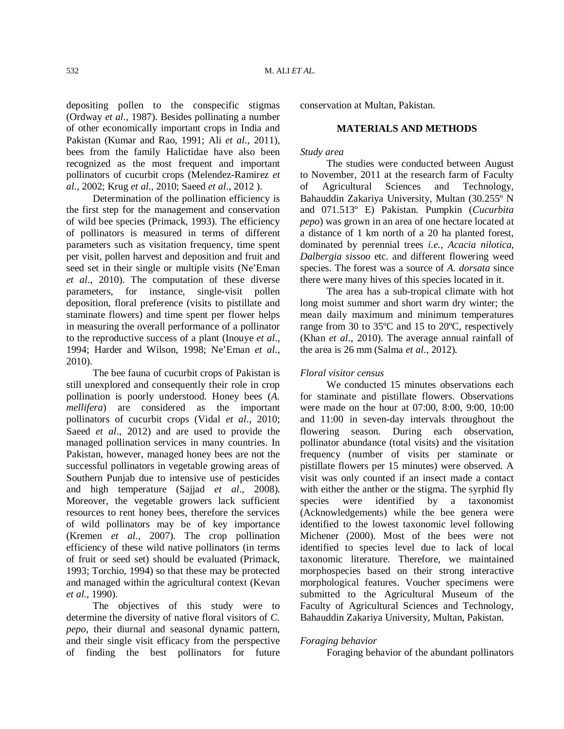depositing pollen to the conspecific stigmas (Ordway *et al*., 1987). Besides pollinating a number of other economically important crops in India and Pakistan (Kumar and Rao, 1991; Ali *et al*., 2011), bees from the family Halictidae have also been recognized as the most frequent and important pollinators of cucurbit crops (Melendez-Ramirez *et al*., 2002; Krug *et al*., 2010; Saeed *et al*., 2012 ).

Determination of the pollination efficiency is the first step for the management and conservation of wild bee species (Primack, 1993). The efficiency of pollinators is measured in terms of different parameters such as visitation frequency, time spent per visit, pollen harvest and deposition and fruit and seed set in their single or multiple visits (Ne'Eman *et al*., 2010). The computation of these diverse parameters, for instance, single-visit pollen deposition, floral preference (visits to pistillate and staminate flowers) and time spent per flower helps in measuring the overall performance of a pollinator to the reproductive success of a plant (Inouye *et al*., 1994; Harder and Wilson, 1998; Ne'Eman *et al*., 2010).

The bee fauna of cucurbit crops of Pakistan is still unexplored and consequently their role in crop pollination is poorly understood. Honey bees (*A. mellifera*) are considered as the important pollinators of cucurbit crops (Vidal *et al*., 2010; Saeed *et al*., 2012) and are used to provide the managed pollination services in many countries. In Pakistan, however, managed honey bees are not the successful pollinators in vegetable growing areas of Southern Punjab due to intensive use of pesticides and high temperature (Sajjad *et al*., 2008). Moreover, the vegetable growers lack sufficient resources to rent honey bees, therefore the services of wild pollinators may be of key importance (Kremen *et al.*, 2007). The crop pollination efficiency of these wild native pollinators (in terms of fruit or seed set) should be evaluated (Primack, 1993; Torchio, 1994) so that these may be protected and managed within the agricultural context (Kevan *et al*., 1990).

The objectives of this study were to determine the diversity of native floral visitors of *C. pepo*, their diurnal and seasonal dynamic pattern, and their single visit efficacy from the perspective of finding the best pollinators for future conservation at Multan, Pakistan.

## MATERIALS AND METHODS

### *Study area*

The studies were conducted between August to November, 2011 at the research farm of Faculty of Agricultural Sciences and Technology, Bahauddin Zakariya University, Multan (30.255º N and 071.513º E) Pakistan. Pumpkin (*Cucurbita pepo*) was grown in an area of one hectare located at a distance of 1 km north of a 20 ha planted forest, dominated by perennial trees *i.e., Acacia nilotica*, *Dalbergia sissoo* etc. and different flowering weed species. The forest was a source of *A. dorsata* since there were many hives of this species located in it.

The area has a sub-tropical climate with hot long moist summer and short warm dry winter; the mean daily maximum and minimum temperatures range from 30 to 35ºC and 15 to 20ºC, respectively (Khan *et al*., 2010). The average annual rainfall of the area is 26 mm (Salma *et al*., 2012).

### *Floral visitor census*

We conducted 15 minutes observations each for staminate and pistillate flowers. Observations were made on the hour at 07:00, 8:00, 9:00, 10:00 and 11:00 in seven-day intervals throughout the flowering season. During each observation, pollinator abundance (total visits) and the visitation frequency (number of visits per staminate or pistillate flowers per 15 minutes) were observed. A visit was only counted if an insect made a contact with either the anther or the stigma. The syrphid fly species were identified by a taxonomist (Acknowledgements) while the bee genera were identified to the lowest taxonomic level following Michener (2000). Most of the bees were not identified to species level due to lack of local taxonomic literature. Therefore, we maintained morphospecies based on their strong interactive morphological features. Voucher specimens were submitted to the Agricultural Museum of the Faculty of Agricultural Sciences and Technology, Bahauddin Zakariya University, Multan, Pakistan.

### *Foraging behavior*

Foraging behavior of the abundant pollinators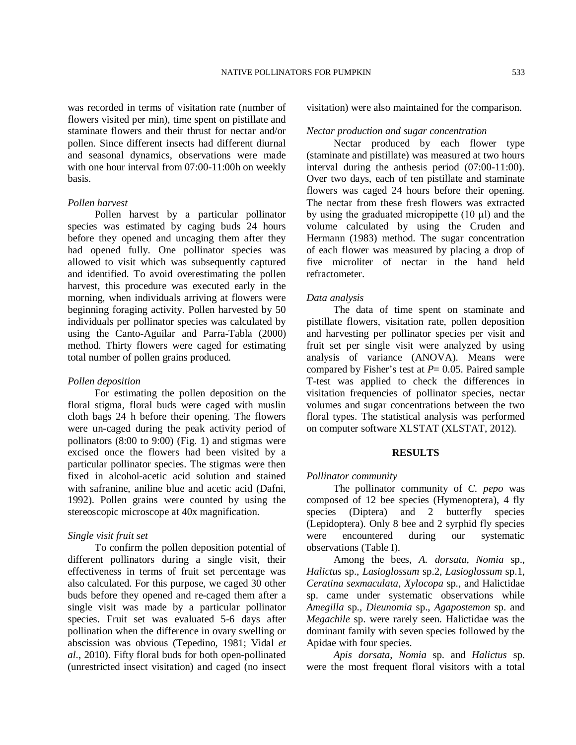was recorded in terms of visitation rate (number of flowers visited per min), time spent on pistillate and staminate flowers and their thrust for nectar and/or pollen. Since different insects had different diurnal and seasonal dynamics, observations were made with one hour interval from 07:00-11:00h on weekly basis.

*Pollen harvest*

Pollen harvest by a particular pollinator species was estimated by caging buds 24 hours before they opened and uncaging them after they had opened fully. One pollinator species was allowed to visit which was subsequently captured and identified. To avoid overestimating the pollen harvest, this procedure was executed early in the morning, when individuals arriving at flowers were beginning foraging activity. Pollen harvested by 50 individuals per pollinator species was calculated by using the Canto-Aguilar and Parra-Tabla (2000) method. Thirty flowers were caged for estimating total number of pollen grains produced.

*Pollen deposition*

For estimating the pollen deposition on the floral stigma, floral buds were caged with muslin cloth bags 24 h before their opening. The flowers were un-caged during the peak activity period of pollinators (8:00 to 9:00) (Fig. 1) and stigmas were excised once the flowers had been visited by a particular pollinator species. The stigmas were then fixed in alcohol-acetic acid solution and stained with safranine, aniline blue and acetic acid (Dafni, 1992). Pollen grains were counted by using the stereoscopic microscope at 40x magnification.

*Single visit fruit set*

To confirm the pollen deposition potential of different pollinators during a single visit, their effectiveness in terms of fruit set percentage was also calculated. For this purpose, we caged 30 other buds before they opened and re-caged them after a single visit was made by a particular pollinator species. Fruit set was evaluated 5-6 days after pollination when the difference in ovary swelling or abscission was obvious (Tepedino, 1981; Vidal *et al*., 2010). Fifty floral buds for both open-pollinated (unrestricted insect visitation) and caged (no insect visitation) were also maintained for the comparison.

*Nectar production and sugar concentration*

Nectar produced by each flower type (staminate and pistillate) was measured at two hours interval during the anthesis period (07:00-11:00). Over two days, each of ten pistillate and staminate flowers was caged 24 hours before their opening. The nectar from these fresh flowers was extracted by using the graduated micropipette (10 µl) and the volume calculated by using the Cruden and Hermann (1983) method. The sugar concentration of each flower was measured by placing a drop of five microliter of nectar in the hand held refractometer.

*Data analysis*

The data of time spent on staminate and pistillate flowers, visitation rate, pollen deposition and harvesting per pollinator species per visit and fruit set per single visit were analyzed by using analysis of variance (ANOVA). Means were compared by Fisher's test at $P$= 0.05. Paired sample T-test was applied to check the differences in visitation frequencies of pollinator species, nectar volumes and sugar concentrations between the two floral types. The statistical analysis was performed on computer software XLSTAT (XLSTAT, 2012).

## RESULTS

*Pollinator community*

The pollinator community of *C. pepo* was composed of 12 bee species (Hymenoptera), 4 fly species (Diptera) and 2 butterfly species (Lepidoptera). Only 8 bee and 2 syrphid fly species were encountered during our systematic observations (Table I).

Among the bees, *A. dorsata*, *Nomia* sp., *Halictus* sp., *Lasioglossum* sp.2, *Lasioglossum* sp.1, *Ceratina sexmaculata*, *Xylocopa* sp., and Halictidae sp. came under systematic observations while *Amegilla* sp., *Dieunomia* sp., *Agapostemon* sp. and *Megachile* sp. were rarely seen. Halictidae was the dominant family with seven species followed by the Apidae with four species.

*Apis dorsata*, *Nomia* sp. and *Halictus* sp. were the most frequent floral visitors with a total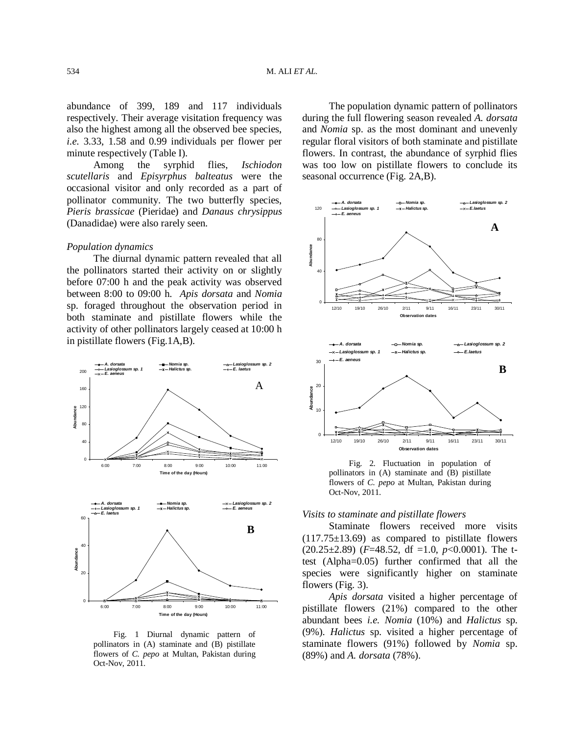abundance of 399, 189 and 117 individuals respectively. Their average visitation frequency was also the highest among all the observed bee species, *i.e.* 3.33, 1.58 and 0.99 individuals per flower per minute respectively (Table I).

Among the syrphid flies, *Ischiodon scutellaris* and *Episyrphus balteatus* were the occasional visitor and only recorded as a part of pollinator community. The two butterfly species, *Pieris brassicae* (Pieridae) and *Danaus chrysippus* (Danadidae) were also rarely seen.

### *Population dynamics*

The diurnal dynamic pattern revealed that all the pollinators started their activity on or slightly before 07:00 h and the peak activity was observed between 8:00 to 09:00 h. *Apis dorsata* and *Nomia* sp. foraged throughout the observation period in both staminate and pistillate flowers while the activity of other pollinators largely ceased at 10:00 h in pistillate flowers (Fig.1A,B).

Fig. 1 Diurnal dynamic pattern of pollinators in (A) staminate and (B) pistillate flowers of *C. pepo* at Multan, Pakistan during Oct-Nov, 2011.

The population dynamic pattern of pollinators during the full flowering season revealed *A. dorsata* and *Nomia* sp. as the most dominant and unevenly regular floral visitors of both staminate and pistillate flowers. In contrast, the abundance of syrphid flies was too low on pistillate flowers to conclude its seasonal occurrence (Fig. 2A,B).

Fig. 2. Fluctuation in population of pollinators in (A) staminate and (B) pistillate flowers of *C. pepo* at Multan, Pakistan during Oct-Nov, 2011.

### *Visits to staminate and pistillate flowers*

Staminate flowers received more visits (117.75±13.69) as compared to pistillate flowers (20.25±2.89) ($F$=48.52, df =1.0, $p$<0.0001). The t-test (Alpha=0.05) further confirmed that all the species were significantly higher on staminate flowers (Fig. 3).

*Apis dorsata* visited a higher percentage of pistillate flowers (21%) compared to the other abundant bees *i.e. Nomia* (10%) and *Halictus* sp. (9%). *Halictus* sp. visited a higher percentage of staminate flowers (91%) followed by *Nomia* sp. (89%) and *A. dorsata* (78%).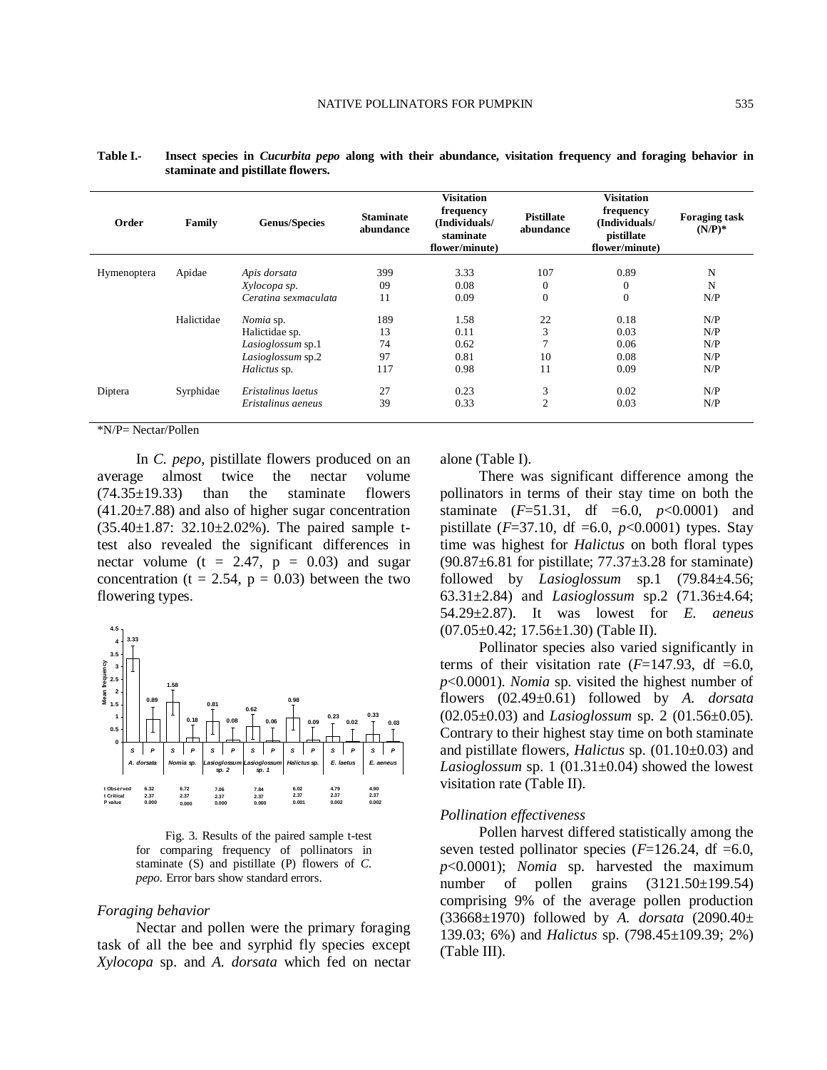**Table I.-** **Insect species in *Cucurbita pepo* along with their abundance, visitation frequency and foraging behavior in staminate and pistillate flowers.**

| Order | Family | Genus/Species | Staminate abundance | Visitation frequency (Individuals/ staminate flower/minute) | Pistillate abundance | Visitation frequency (Individuals/ pistillate flower/minute) | Foraging task (N/P)* |
|---|---|---|---|---|---|---|---|
| Hymenoptera | Apidae | *Apis dorsata* | 399 | 3.33 | 107 | 0.89 | N |
| | | *Xylocopa sp.* | 09 | 0.08 | 0 | 0 | N |
| | | *Ceratina sexmaculata* | 11 | 0.09 | 0 | 0 | N/P |
| | Halictidae | *Nomia* sp. | 189 | 1.58 | 22 | 0.18 | N/P |
| | | Halictidae sp. | 13 | 0.11 | 3 | 0.03 | N/P |
| | | *Lasioglossum* sp.1 | 74 | 0.62 | 7 | 0.06 | N/P |
| | | *Lasioglossum* sp.2 | 97 | 0.81 | 10 | 0.08 | N/P |
| | | *Halictus* sp. | 117 | 0.98 | 11 | 0.09 | N/P |
| Diptera | Syrphidae | *Eristalinus laetus* | 27 | 0.23 | 3 | 0.02 | N/P |
| | | *Eristalinus aeneus* | 39 | 0.33 | 2 | 0.03 | N/P |

*N/P= Nectar/Pollen

In *C. pepo*, pistillate flowers produced on an average almost twice the nectar volume (74.35±19.33) than the staminate flowers (41.20±7.88) and also of higher sugar concentration (35.40±1.87: 32.10±2.02%). The paired sample t-test also revealed the significant differences in nectar volume (t = 2.47, p = 0.03) and sugar concentration (t = 2.54, p = 0.03) between the two flowering types.

Fig. 3. Results of the paired sample t-test for comparing frequency of pollinators in staminate (S) and pistillate (P) flowers of *C. pepo*. Error bars show standard errors.

### *Foraging behavior*

Nectar and pollen were the primary foraging task of all the bee and syrphid fly species except *Xylocopa* sp. and *A. dorsata* which fed on nectar alone (Table I).

There was significant difference among the pollinators in terms of their stay time on both the staminate ($F$=51.31, df =6.0, $p$<0.0001) and pistillate ($F$=37.10, df =6.0, $p$<0.0001) types. Stay time was highest for *Halictus* on both floral types (90.87±6.81 for pistillate; 77.37±3.28 for staminate) followed by *Lasioglossum* sp.1 (79.84±4.56; 63.31±2.84) and *Lasioglossum* sp.2 (71.36±4.64; 54.29±2.87). It was lowest for *E. aeneus* (07.05±0.42; 17.56±1.30) (Table II).

Pollinator species also varied significantly in terms of their visitation rate ($F$=147.93, df =6.0, $p$<0.0001). *Nomia* sp. visited the highest number of flowers (02.49±0.61) followed by *A. dorsata* (02.05±0.03) and *Lasioglossum* sp. 2 (01.56±0.05). Contrary to their highest stay time on both staminate and pistillate flowers, *Halictus* sp. (01.10±0.03) and *Lasioglossum* sp. 1 (01.31±0.04) showed the lowest visitation rate (Table II).

### *Pollination effectiveness*

Pollen harvest differed statistically among the seven tested pollinator species ($F$=126.24, df =6.0, $p$<0.0001); *Nomia* sp. harvested the maximum number of pollen grains (3121.50±199.54) comprising 9% of the average pollen production (33668±1970) followed by *A. dorsata* (2090.40± 139.03; 6%) and *Halictus* sp. (798.45±109.39; 2%) (Table III).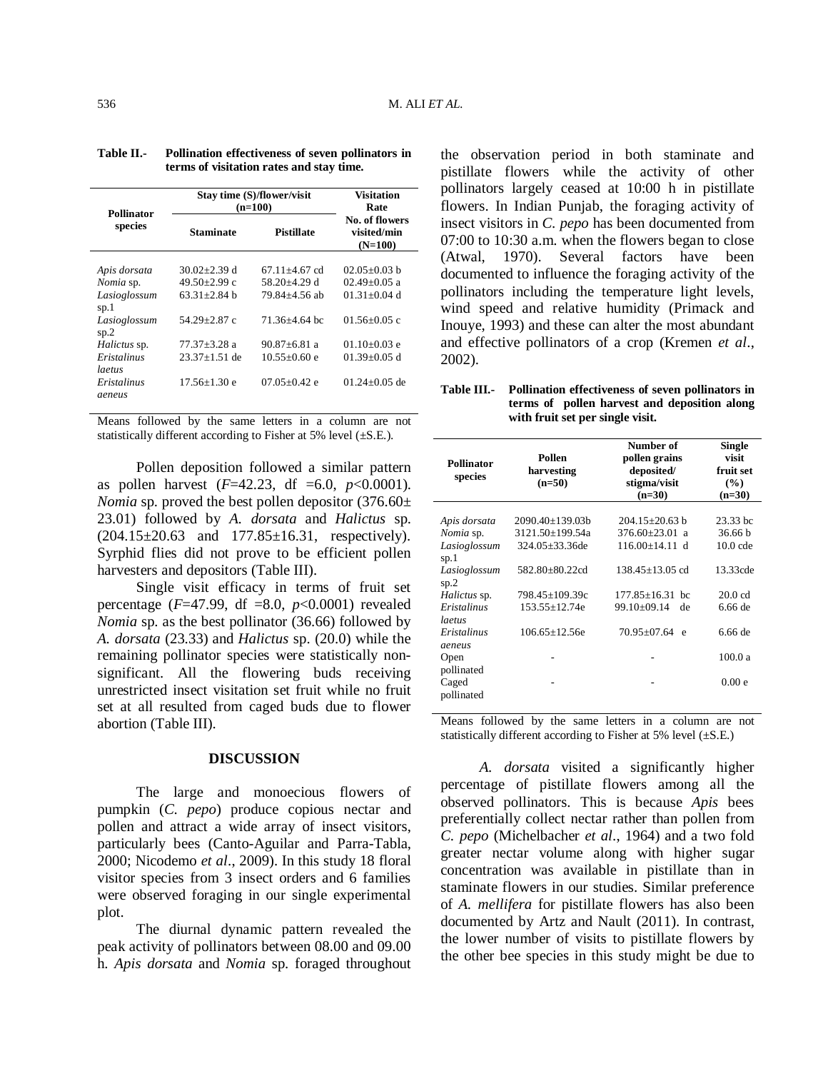**Table II.- Pollination effectiveness of seven pollinators in terms of visitation rates and stay time.**

| Pollinator species | Stay time (S)/flower/visit (n=100) | | Visitation Rate |
|---|---|---|---|
| | Staminate | Pistillate | No. of flowers visited/min (N=100) |
| *Apis dorsata* | 30.02±2.39 d | 67.11±4.67 cd | 02.05±0.03 b |
| *Nomia* sp. | 49.50±2.99 c | 58.20±4.29 d | 02.49±0.05 a |
| *Lasioglossum* sp.1 | 63.31±2.84 b | 79.84±4.56 ab | 01.31±0.04 d |
| *Lasioglossum* sp.2 | 54.29±2.87 c | 71.36±4.64 bc | 01.56±0.05 c |
| *Halictus* sp. | 77.37±3.28 a | 90.87±6.81 a | 01.10±0.03 e |
| *Eristalinus laetus* | 23.37±1.51 de | 10.55±0.60 e | 01.39±0.05 d |
| *Eristalinus aeneus* | 17.56±1.30 e | 07.05±0.42 e | 01.24±0.05 de |

Means followed by the same letters in a column are not statistically different according to Fisher at 5% level (±S.E.).

Pollen deposition followed a similar pattern as pollen harvest ($F$=42.23, df =6.0, $p$<0.0001). *Nomia* sp. proved the best pollen depositor (376.60± 23.01) followed by *A. dorsata* and *Halictus* sp. (204.15±20.63 and 177.85±16.31, respectively). Syrphid flies did not prove to be efficient pollen harvesters and depositors (Table III).

Single visit efficacy in terms of fruit set percentage ($F$=47.99, df =8.0, $p$<0.0001) revealed *Nomia* sp. as the best pollinator (36.66) followed by *A. dorsata* (23.33) and *Halictus* sp. (20.0) while the remaining pollinator species were statistically non-significant. All the flowering buds receiving unrestricted insect visitation set fruit while no fruit set at all resulted from caged buds due to flower abortion (Table III).

## DISCUSSION

The large and monoecious flowers of pumpkin (*C. pepo*) produce copious nectar and pollen and attract a wide array of insect visitors, particularly bees (Canto-Aguilar and Parra-Tabla, 2000; Nicodemo *et al*., 2009). In this study 18 floral visitor species from 3 insect orders and 6 families were observed foraging in our single experimental plot.

The diurnal dynamic pattern revealed the peak activity of pollinators between 08.00 and 09.00 h. *Apis dorsata* and *Nomia* sp. foraged throughout the observation period in both staminate and pistillate flowers while the activity of other pollinators largely ceased at 10:00 h in pistillate flowers. In Indian Punjab, the foraging activity of insect visitors in *C. pepo* has been documented from 07:00 to 10:30 a.m. when the flowers began to close (Atwal, 1970). Several factors have been documented to influence the foraging activity of the pollinators including the temperature light levels, wind speed and relative humidity (Primack and Inouye, 1993) and these can alter the most abundant and effective pollinators of a crop (Kremen *et al*., 2002).

**Table III.- Pollination effectiveness of seven pollinators in terms of pollen harvest and deposition along with fruit set per single visit.**

| Pollinator species | Pollen harvesting (n=50) | Number of pollen grains deposited/ stigma/visit (n=30) | Single visit fruit set (%) (n=30) |
|---|---|---|---|
| *Apis dorsata* | 2090.40±139.03b | 204.15±20.63 b | 23.33 bc |
| *Nomia* sp. | 3121.50±199.54a | 376.60±23.01 a | 36.66 b |
| *Lasioglossum* sp.1 | 324.05±33.36de | 116.00±14.11 d | 10.0 cde |
| *Lasioglossum* sp.2 | 582.80±80.22cd | 138.45±13.05 cd | 13.33cde |
| *Halictus* sp. | 798.45±109.39c | 177.85±16.31 bc | 20.0 cd |
| *Eristalinus laetus* | 153.55±12.74e | 99.10±09.14 de | 6.66 de |
| *Eristalinus aeneus* | 106.65±12.56e | 70.95±07.64 e | 6.66 de |
| Open pollinated | - | - | 100.0 a |
| Caged pollinated | - | - | 0.00 e |

Means followed by the same letters in a column are not statistically different according to Fisher at 5% level (±S.E.)

*A. dorsata* visited a significantly higher percentage of pistillate flowers among all the observed pollinators. This is because *Apis* bees preferentially collect nectar rather than pollen from *C. pepo* (Michelbacher *et al*., 1964) and a two fold greater nectar volume along with higher sugar concentration was available in pistillate than in staminate flowers in our studies. Similar preference of *A. mellifera* for pistillate flowers has also been documented by Artz and Nault (2011). In contrast, the lower number of visits to pistillate flowers by the other bee species in this study might be due to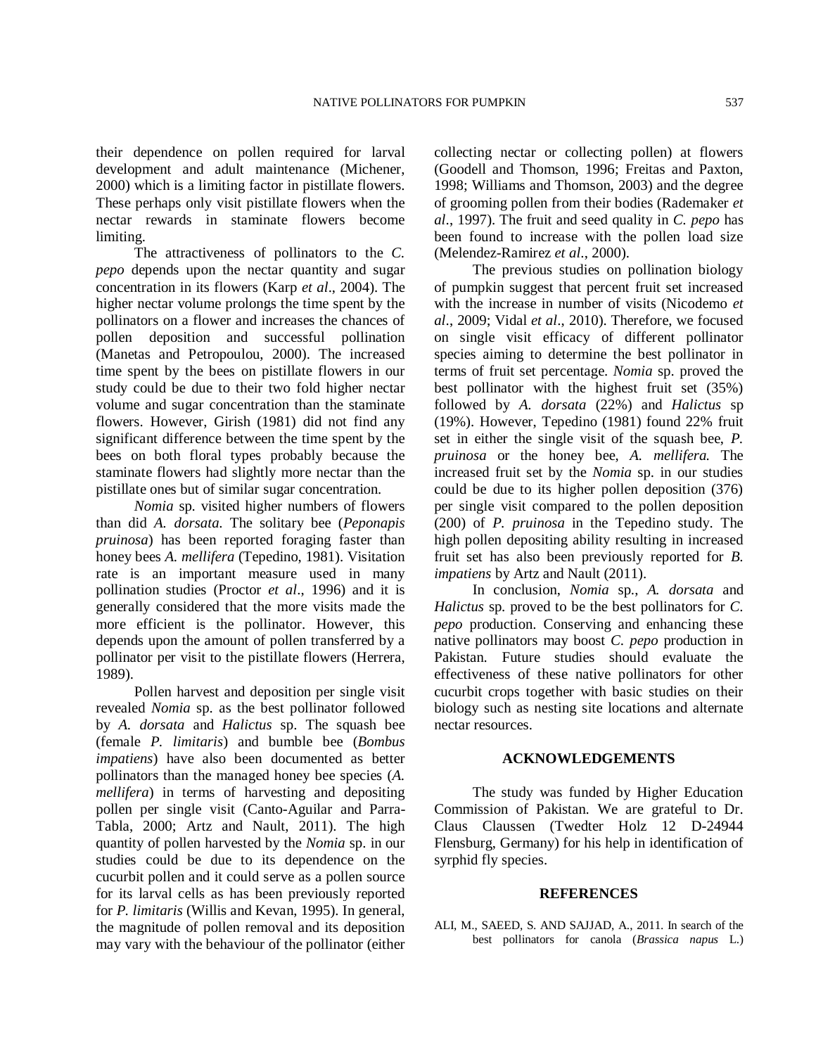their dependence on pollen required for larval development and adult maintenance (Michener, 2000) which is a limiting factor in pistillate flowers. These perhaps only visit pistillate flowers when the nectar rewards in staminate flowers become limiting.

The attractiveness of pollinators to the *C. pepo* depends upon the nectar quantity and sugar concentration in its flowers (Karp *et al*., 2004). The higher nectar volume prolongs the time spent by the pollinators on a flower and increases the chances of pollen deposition and successful pollination (Manetas and Petropoulou, 2000). The increased time spent by the bees on pistillate flowers in our study could be due to their two fold higher nectar volume and sugar concentration than the staminate flowers. However, Girish (1981) did not find any significant difference between the time spent by the bees on both floral types probably because the staminate flowers had slightly more nectar than the pistillate ones but of similar sugar concentration.

*Nomia* sp. visited higher numbers of flowers than did *A. dorsata*. The solitary bee (*Peponapis pruinosa*) has been reported foraging faster than honey bees *A. mellifera* (Tepedino, 1981). Visitation rate is an important measure used in many pollination studies (Proctor *et al*., 1996) and it is generally considered that the more visits made the more efficient is the pollinator. However, this depends upon the amount of pollen transferred by a pollinator per visit to the pistillate flowers (Herrera, 1989).

Pollen harvest and deposition per single visit revealed *Nomia* sp. as the best pollinator followed by *A. dorsata* and *Halictus* sp. The squash bee (female *P. limitaris*) and bumble bee (*Bombus impatiens*) have also been documented as better pollinators than the managed honey bee species (*A. mellifera*) in terms of harvesting and depositing pollen per single visit (Canto-Aguilar and Parra-Tabla, 2000; Artz and Nault, 2011). The high quantity of pollen harvested by the *Nomia* sp. in our studies could be due to its dependence on the cucurbit pollen and it could serve as a pollen source for its larval cells as has been previously reported for *P. limitaris* (Willis and Kevan, 1995). In general, the magnitude of pollen removal and its deposition may vary with the behaviour of the pollinator (either collecting nectar or collecting pollen) at flowers (Goodell and Thomson, 1996; Freitas and Paxton, 1998; Williams and Thomson, 2003) and the degree of grooming pollen from their bodies (Rademaker *et al*., 1997). The fruit and seed quality in *C. pepo* has been found to increase with the pollen load size (Melendez-Ramirez *et al*., 2000).

The previous studies on pollination biology of pumpkin suggest that percent fruit set increased with the increase in number of visits (Nicodemo *et al*., 2009; Vidal *et al*., 2010). Therefore, we focused on single visit efficacy of different pollinator species aiming to determine the best pollinator in terms of fruit set percentage. *Nomia* sp. proved the best pollinator with the highest fruit set (35%) followed by *A. dorsata* (22%) and *Halictus* sp (19%). However, Tepedino (1981) found 22% fruit set in either the single visit of the squash bee, *P. pruinosa* or the honey bee, *A. mellifera.* The increased fruit set by the *Nomia* sp. in our studies could be due to its higher pollen deposition (376) per single visit compared to the pollen deposition (200) of *P. pruinosa* in the Tepedino study. The high pollen depositing ability resulting in increased fruit set has also been previously reported for *B. impatiens* by Artz and Nault (2011).

In conclusion, *Nomia* sp., *A. dorsata* and *Halictus* sp. proved to be the best pollinators for *C. pepo* production. Conserving and enhancing these native pollinators may boost *C. pepo* production in Pakistan. Future studies should evaluate the effectiveness of these native pollinators for other cucurbit crops together with basic studies on their biology such as nesting site locations and alternate nectar resources.

## ACKNOWLEDGEMENTS

The study was funded by Higher Education Commission of Pakistan. We are grateful to Dr. Claus Claussen (Twedter Holz 12 D-24944 Flensburg, Germany) for his help in identification of syrphid fly species.

## REFERENCES

ALI, M., SAEED, S. AND SAJJAD, A., 2011. In search of the best pollinators for canola (*Brassica napus* L.)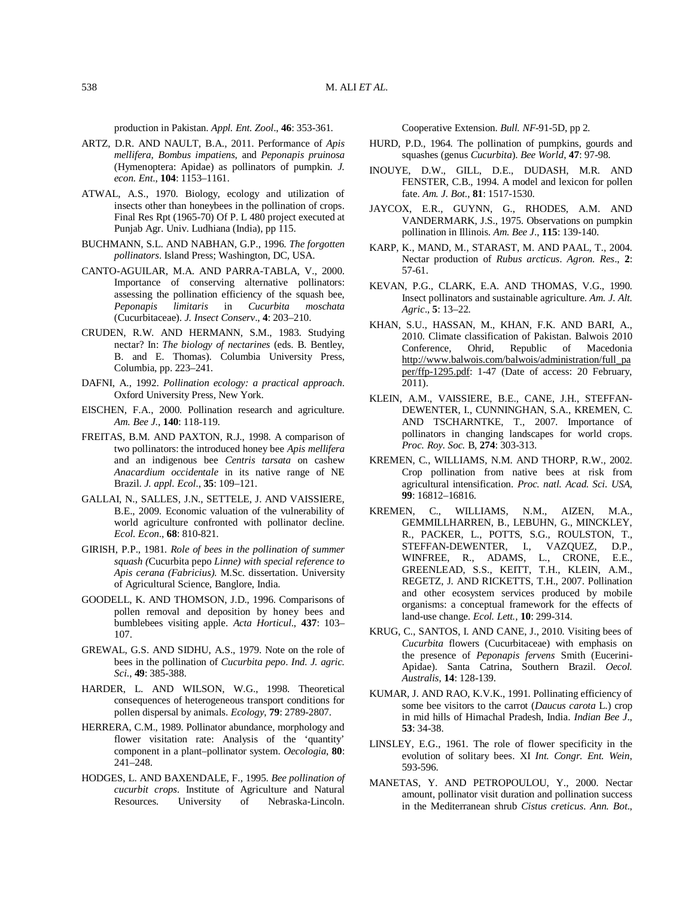production in Pakistan. *Appl. Ent. Zool*., **46**: 353-361.

ARTZ, D.R. AND NAULT, B.A., 2011. Performance of *Apis mellifera*, *Bombus impatiens*, and *Peponapis pruinosa* (Hymenoptera: Apidae) as pollinators of pumpkin. *J. econ. Ent*., **104**: 1153–1161.

ATWAL, A.S., 1970. Biology, ecology and utilization of insects other than honeybees in the pollination of crops. Final Res Rpt (1965-70) Of P. L 480 project executed at Punjab Agr. Univ. Ludhiana (India), pp 115.

BUCHMANN, S.L. AND NABHAN, G.P., 1996. *The forgotten pollinators*. Island Press; Washington, DC, USA.

CANTO-AGUILAR, M.A. AND PARRA-TABLA, V., 2000. Importance of conserving alternative pollinators: assessing the pollination efficiency of the squash bee, *Peponapis limitaris* in *Cucurbita moschata* (Cucurbitaceae). *J. Insect Conserv*., **4**: 203–210.

CRUDEN, R.W. AND HERMANN, S.M., 1983. Studying nectar? In: *The biology of nectarines* (eds. B. Bentley, B. and E. Thomas). Columbia University Press, Columbia, pp. 223–241.

DAFNI, A., 1992. *Pollination ecology: a practical approach*. Oxford University Press, New York.

EISCHEN, F.A., 2000. Pollination research and agriculture. *Am. Bee J*., **140**: 118-119.

FREITAS, B.M. AND PAXTON, R.J., 1998. A comparison of two pollinators: the introduced honey bee *Apis mellifera* and an indigenous bee *Centris tarsata* on cashew *Anacardium occidentale* in its native range of NE Brazil. *J. appl. Ecol*., **35**: 109–121.

GALLAI, N., SALLES, J.N., SETTELE, J. AND VAISSIERE, B.E., 2009. Economic valuation of the vulnerability of world agriculture confronted with pollinator decline. *Ecol. Econ*., **68**: 810-821.

GIRISH, P.P., 1981. *Role of bees in the pollination of summer squash (*Cucurbita pepo *Linne) with special reference to Apis cerana (Fabricius)*. M.Sc. dissertation. University of Agricultural Science, Banglore, India.

GOODELL, K. AND THOMSON, J.D., 1996. Comparisons of pollen removal and deposition by honey bees and bumblebees visiting apple. *Acta Horticul*., **437**: 103–107.

GREWAL, G.S. AND SIDHU, A.S., 1979. Note on the role of bees in the pollination of *Cucurbita pepo*. *Ind. J. agric. Sci*., **49**: 385-388.

HARDER, L. AND WILSON, W.G., 1998. Theoretical consequences of heterogeneous transport conditions for pollen dispersal by animals. *Ecology*, **79**: 2789-2807.

HERRERA, C.M., 1989. Pollinator abundance, morphology and flower visitation rate: Analysis of the 'quantity' component in a plant–pollinator system. *Oecologia*, **80**: 241–248.

HODGES, L. AND BAXENDALE, F., 1995. *Bee pollination of cucurbit crops*. Institute of Agriculture and Natural Resources. University of Nebraska-Lincoln. Cooperative Extension. *Bull. NF*-91-5D, pp 2.

HURD, P.D., 1964. The pollination of pumpkins, gourds and squashes (genus *Cucurbita*). *Bee World*, **47**: 97-98.

INOUYE, D.W., GILL, D.E., DUDASH, M.R. AND FENSTER, C.B., 1994. A model and lexicon for pollen fate. *Am. J. Bot*., **81**: 1517-1530.

JAYCOX, E.R., GUYNN, G., RHODES, A.M. AND VANDERMARK, J.S., 1975. Observations on pumpkin pollination in Illinois. *Am. Bee J*., **115**: 139-140.

KARP, K., MAND, M., STARAST, M. AND PAAL, T., 2004. Nectar production of *Rubus arcticus*. *Agron. Res*., **2**: 57-61.

KEVAN, P.G., CLARK, E.A. AND THOMAS, V.G., 1990. Insect pollinators and sustainable agriculture. *Am. J. Alt. Agric*., **5**: 13–22.

KHAN, S.U., HASSAN, M., KHAN, F.K. AND BARI, A., 2010. Climate classification of Pakistan. Balwois 2010 Conference, Ohrid, Republic of Macedonia http://www.balwois.com/balwois/administration/full_paper/ffp-1295.pdf: 1-47 (Date of access: 20 February, 2011).

KLEIN, A.M., VAISSIERE, B.E., CANE, J.H., STEFFAN-DEWENTER, I., CUNNINGHAN, S.A., KREMEN, C. AND TSCHARNTKE, T., 2007. Importance of pollinators in changing landscapes for world crops. *Proc. Roy. Soc.* B, **274**: 303-313.

KREMEN, C., WILLIAMS, N.M. AND THORP, R.W., 2002. Crop pollination from native bees at risk from agricultural intensification. *Proc. natl. Acad. Sci. USA*, **99**: 16812–16816.

KREMEN, C., WILLIAMS, N.M., AIZEN, M.A., GEMMILLHARREN, B., LEBUHN, G., MINCKLEY, R., PACKER, L., POTTS, S.G., ROULSTON, T., STEFFAN-DEWENTER, I., VAZQUEZ, D.P., WINFREE, R., ADAMS, L., CRONE, E.E., GREENLEAD, S.S., KEITT, T.H., KLEIN, A.M., REGETZ, J. AND RICKETTS, T.H., 2007. Pollination and other ecosystem services produced by mobile organisms: a conceptual framework for the effects of land-use change. *Ecol. Lett.*, **10**: 299-314.

KRUG, C., SANTOS, I. AND CANE, J., 2010. Visiting bees of *Cucurbita* flowers (Cucurbitaceae) with emphasis on the presence of *Peponapis fervens* Smith (Eucerini-Apidae). Santa Catrina, Southern Brazil. *Oecol. Australis*, **14**: 128-139.

KUMAR, J. AND RAO, K.V.K., 1991. Pollinating efficiency of some bee visitors to the carrot (*Daucus carota* L.) crop in mid hills of Himachal Pradesh, India. *Indian Bee J*., **53**: 34-38.

LINSLEY, E.G., 1961. The role of flower specificity in the evolution of solitary bees. XI *Int. Congr. Ent. Wein*, 593-596.

MANETAS, Y. AND PETROPOULOU, Y., 2000. Nectar amount, pollinator visit duration and pollination success in the Mediterranean shrub *Cistus creticus*. *Ann. Bot*.,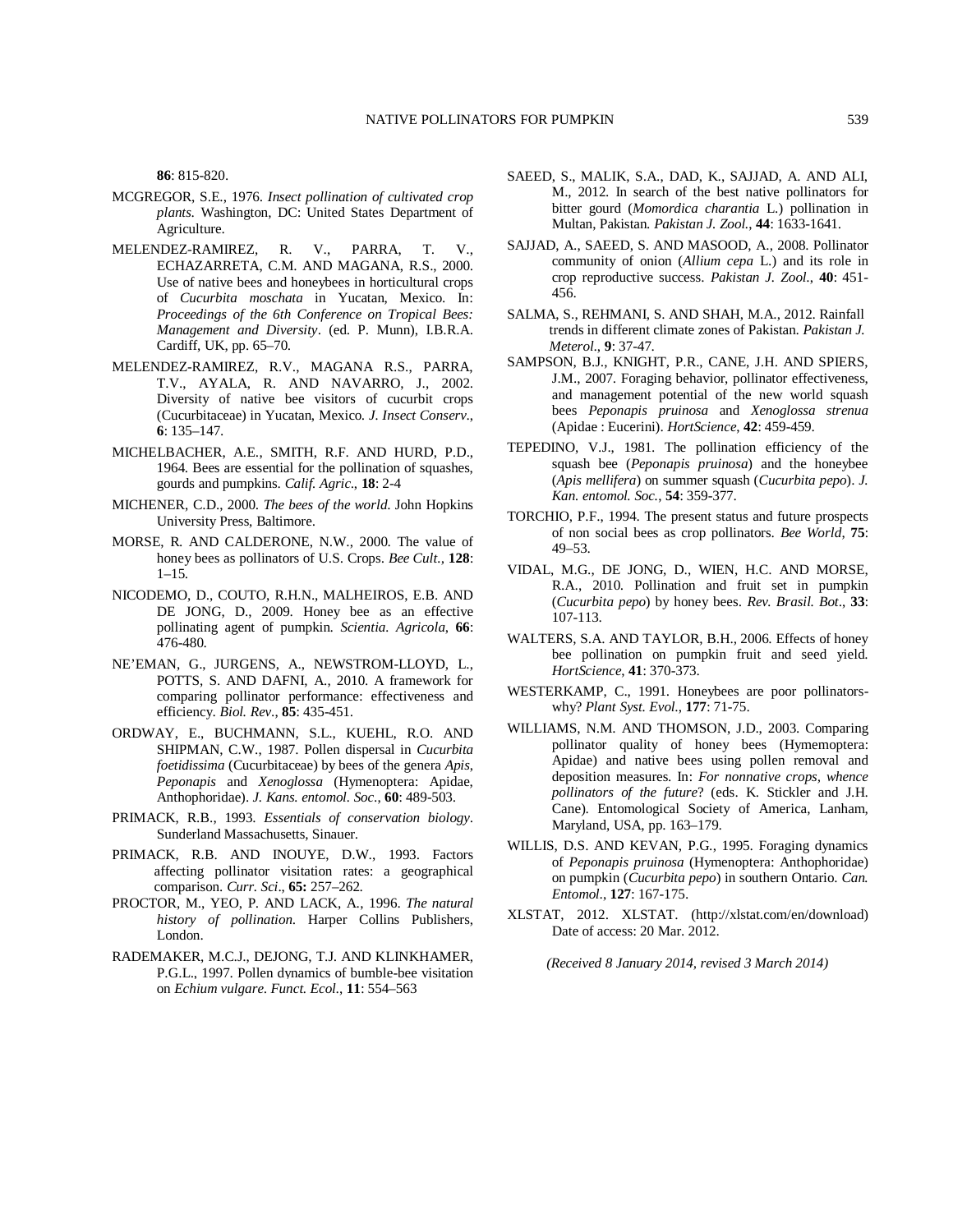**86**: 815-820.

MCGREGOR, S.E., 1976. *Insect pollination of cultivated crop plants.* Washington, DC: United States Department of Agriculture.

MELENDEZ-RAMIREZ, R. V., PARRA, T. V., ECHAZARRETA, C.M. AND MAGANA, R.S., 2000. Use of native bees and honeybees in horticultural crops of *Cucurbita moschata* in Yucatan, Mexico. In: *Proceedings of the 6th Conference on Tropical Bees: Management and Diversity*. (ed. P. Munn), I.B.R.A. Cardiff, UK, pp. 65–70.

MELENDEZ-RAMIREZ, R.V., MAGANA R.S., PARRA, T.V., AYALA, R. AND NAVARRO, J., 2002. Diversity of native bee visitors of cucurbit crops (Cucurbitaceae) in Yucatan, Mexico. *J. Insect Conserv.*, **6**: 135–147.

MICHELBACHER, A.E., SMITH, R.F. AND HURD, P.D., 1964. Bees are essential for the pollination of squashes, gourds and pumpkins. *Calif. Agric*., **18**: 2-4

MICHENER, C.D., 2000. *The bees of the world*. John Hopkins University Press, Baltimore.

MORSE, R. AND CALDERONE, N.W., 2000. The value of honey bees as pollinators of U.S. Crops. *Bee Cult.*, **128**: 1–15.

NICODEMO, D., COUTO, R.H.N., MALHEIROS, E.B. AND DE JONG, D., 2009. Honey bee as an effective pollinating agent of pumpkin. *Scientia. Agricola*, **66**: 476-480.

NE'EMAN, G., JURGENS, A., NEWSTROM-LLOYD, L., POTTS, S. AND DAFNI, A., 2010. A framework for comparing pollinator performance: effectiveness and efficiency. *Biol. Rev*., **85**: 435-451.

ORDWAY, E., BUCHMANN, S.L., KUEHL, R.O. AND SHIPMAN, C.W., 1987. Pollen dispersal in *Cucurbita foetidissima* (Cucurbitaceae) by bees of the genera *Apis*, *Peponapis* and *Xenoglossa* (Hymenoptera: Apidae, Anthophoridae). *J. Kans. entomol. Soc*., **60**: 489-503.

PRIMACK, R.B., 1993. *Essentials of conservation biology*. Sunderland Massachusetts, Sinauer.

PRIMACK, R.B. AND INOUYE, D.W., 1993. Factors affecting pollinator visitation rates: a geographical comparison. *Curr. Sci*., **65:** 257–262.

PROCTOR, M., YEO, P. AND LACK, A., 1996. *The natural history of pollination*. Harper Collins Publishers, London.

RADEMAKER, M.C.J., DEJONG, T.J. AND KLINKHAMER, P.G.L., 1997. Pollen dynamics of bumble-bee visitation on *Echium vulgare*. *Funct. Ecol.*, **11**: 554–563

SAEED, S., MALIK, S.A., DAD, K., SAJJAD, A. AND ALI, M., 2012. In search of the best native pollinators for bitter gourd (*Momordica charantia* L.) pollination in Multan, Pakistan. *Pakistan J. Zool.*, **44**: 1633-1641.

SAJJAD, A., SAEED, S. AND MASOOD, A., 2008. Pollinator community of onion (*Allium cepa* L.) and its role in crop reproductive success. *Pakistan J. Zool*., **40**: 451-456.

SALMA, S., REHMANI, S. AND SHAH, M.A., 2012. Rainfall trends in different climate zones of Pakistan. *Pakistan J. Meterol*., **9**: 37-47.

SAMPSON, B.J., KNIGHT, P.R., CANE, J.H. AND SPIERS, J.M., 2007. Foraging behavior, pollinator effectiveness, and management potential of the new world squash bees *Peponapis pruinosa* and *Xenoglossa strenua* (Apidae : Eucerini). *HortScience*, **42**: 459-459.

TEPEDINO, V.J., 1981. The pollination efficiency of the squash bee (*Peponapis pruinosa*) and the honeybee (*Apis mellifera*) on summer squash (*Cucurbita pepo*). *J. Kan. entomol. Soc.*, **54**: 359-377.

TORCHIO, P.F., 1994. The present status and future prospects of non social bees as crop pollinators. *Bee World*, **75**: 49–53.

VIDAL, M.G., DE JONG, D., WIEN, H.C. AND MORSE, R.A., 2010. Pollination and fruit set in pumpkin (*Cucurbita pepo*) by honey bees. *Rev. Brasil. Bot*., **33**: 107-113.

WALTERS, S.A. AND TAYLOR, B.H., 2006. Effects of honey bee pollination on pumpkin fruit and seed yield. *HortScience*, **41**: 370-373.

WESTERKAMP, C., 1991. Honeybees are poor pollinators-why? *Plant Syst. Evol*., **177**: 71-75.

WILLIAMS, N.M. AND THOMSON, J.D., 2003. Comparing pollinator quality of honey bees (Hymemoptera: Apidae) and native bees using pollen removal and deposition measures. In: *For nonnative crops, whence pollinators of the future*? (eds. K. Stickler and J.H. Cane). Entomological Society of America, Lanham, Maryland, USA, pp. 163–179.

WILLIS, D.S. AND KEVAN, P.G., 1995. Foraging dynamics of *Peponapis pruinosa* (Hymenoptera: Anthophoridae) on pumpkin (*Cucurbita pepo*) in southern Ontario. *Can. Entomol*., **127**: 167-175.

XLSTAT, 2012. XLSTAT. (http://xlstat.com/en/download) Date of access: 20 Mar. 2012.

*(Received 8 January 2014, revised 3 March 2014)*